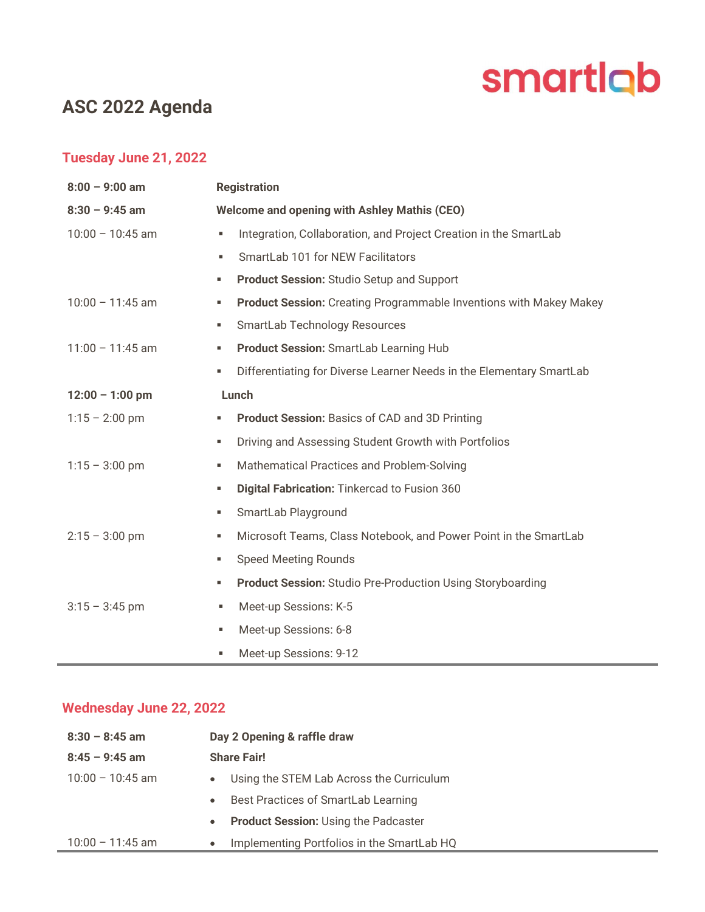smartlab

# ASC 2022 Agenda

## Tuesday June 21, 2022

| | |
|---|---|
| **8:00 – 9:00 am** | **Registration** |
| **8:30 – 9:45 am** | **Welcome and opening with Ashley Mathis (CEO)** |
| 10:00 – 10:45 am | ▪ Integration, Collaboration, and Project Creation in the SmartLab |
| | ▪ SmartLab 101 for NEW Facilitators |
| | ▪ **Product Session:** Studio Setup and Support |
| 10:00 – 11:45 am | ▪ **Product Session:** Creating Programmable Inventions with Makey Makey |
| | ▪ SmartLab Technology Resources |
| 11:00 – 11:45 am | ▪ **Product Session:** SmartLab Learning Hub |
| | ▪ Differentiating for Diverse Learner Needs in the Elementary SmartLab |
| **12:00 – 1:00 pm** | **Lunch** |
| 1:15 – 2:00 pm | ▪ **Product Session:** Basics of CAD and 3D Printing |
| | ▪ Driving and Assessing Student Growth with Portfolios |
| 1:15 – 3:00 pm | ▪ Mathematical Practices and Problem-Solving |
| | ▪ **Digital Fabrication:** Tinkercad to Fusion 360 |
| | ▪ SmartLab Playground |
| 2:15 – 3:00 pm | ▪ Microsoft Teams, Class Notebook, and Power Point in the SmartLab |
| | ▪ Speed Meeting Rounds |
| | ▪ **Product Session:** Studio Pre-Production Using Storyboarding |
| 3:15 – 3:45 pm | ▪ Meet-up Sessions: K-5 |
| | ▪ Meet-up Sessions: 6-8 |
| | ▪ Meet-up Sessions: 9-12 |

## Wednesday June 22, 2022

| | |
|---|---|
| **8:30 – 8:45 am** | **Day 2 Opening & raffle draw** |
| **8:45 – 9:45 am** | **Share Fair!** |
| 10:00 – 10:45 am | • Using the STEM Lab Across the Curriculum |
| | • Best Practices of SmartLab Learning |
| | • **Product Session:** Using the Padcaster |
| 10:00 – 11:45 am | • Implementing Portfolios in the SmartLab HQ |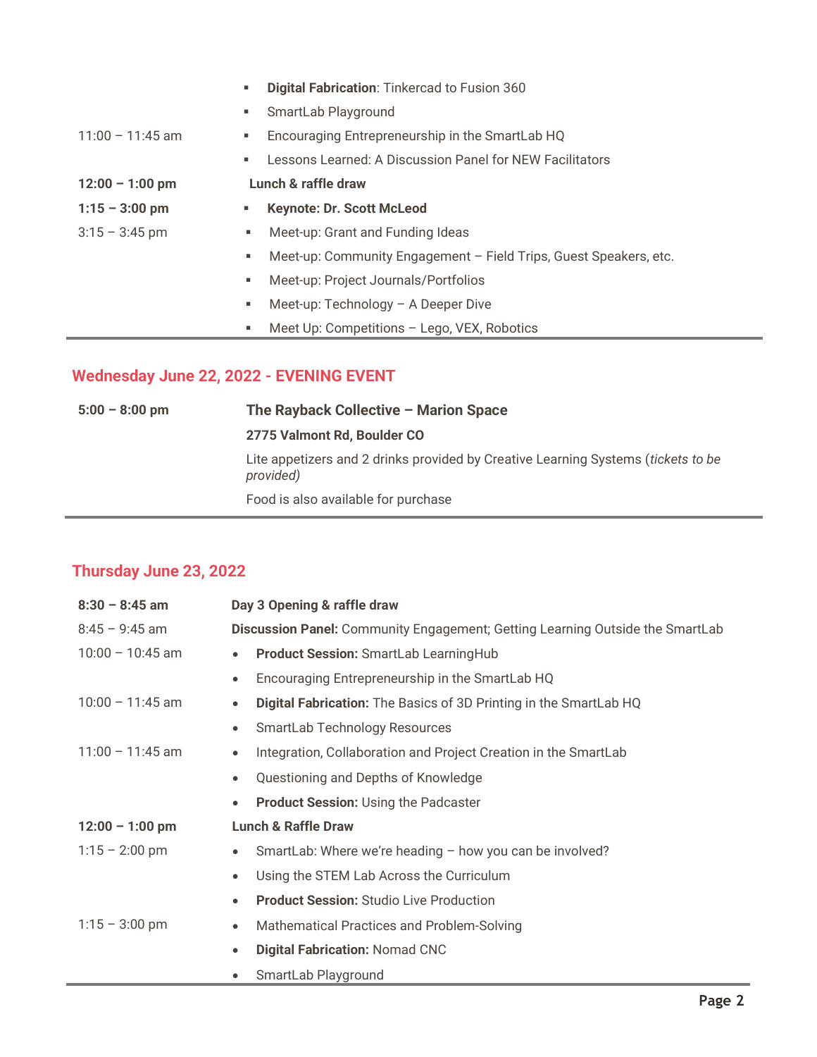| | |
|---|---|
| | **Digital Fabrication**: Tinkercad to Fusion 360 |
| | SmartLab Playground |
| 11:00 – 11:45 am | Encouraging Entrepreneurship in the SmartLab HQ |
| | Lessons Learned: A Discussion Panel for NEW Facilitators |
| **12:00 – 1:00 pm** | **Lunch & raffle draw** |
| **1:15 – 3:00 pm** | **Keynote: Dr. Scott McLeod** |
| 3:15 – 3:45 pm | Meet-up: Grant and Funding Ideas |
| | Meet-up: Community Engagement – Field Trips, Guest Speakers, etc. |
| | Meet-up: Project Journals/Portfolios |
| | Meet-up: Technology – A Deeper Dive |
| | Meet Up: Competitions – Lego, VEX, Robotics |

## Wednesday June 22, 2022 - EVENING EVENT

| | |
|---|---|
| **5:00 – 8:00 pm** | **The Rayback Collective – Marion Space** |
| | **2775 Valmont Rd, Boulder CO** |
| | Lite appetizers and 2 drinks provided by Creative Learning Systems (*tickets to be provided)* |
| | Food is also available for purchase |

## Thursday June 23, 2022

| | |
|---|---|
| **8:30 – 8:45 am** | **Day 3 Opening & raffle draw** |
| 8:45 – 9:45 am | **Discussion Panel:** Community Engagement; Getting Learning Outside the SmartLab |
| 10:00 – 10:45 am | **Product Session:** SmartLab LearningHub |
| | Encouraging Entrepreneurship in the SmartLab HQ |
| 10:00 – 11:45 am | **Digital Fabrication:** The Basics of 3D Printing in the SmartLab HQ |
| | SmartLab Technology Resources |
| 11:00 – 11:45 am | Integration, Collaboration and Project Creation in the SmartLab |
| | Questioning and Depths of Knowledge |
| | **Product Session:** Using the Padcaster |
| **12:00 – 1:00 pm** | **Lunch & Raffle Draw** |
| 1:15 – 2:00 pm | SmartLab: Where we're heading – how you can be involved? |
| | Using the STEM Lab Across the Curriculum |
| | **Product Session:** Studio Live Production |
| 1:15 – 3:00 pm | Mathematical Practices and Problem-Solving |
| | **Digital Fabrication:** Nomad CNC |
| | SmartLab Playground |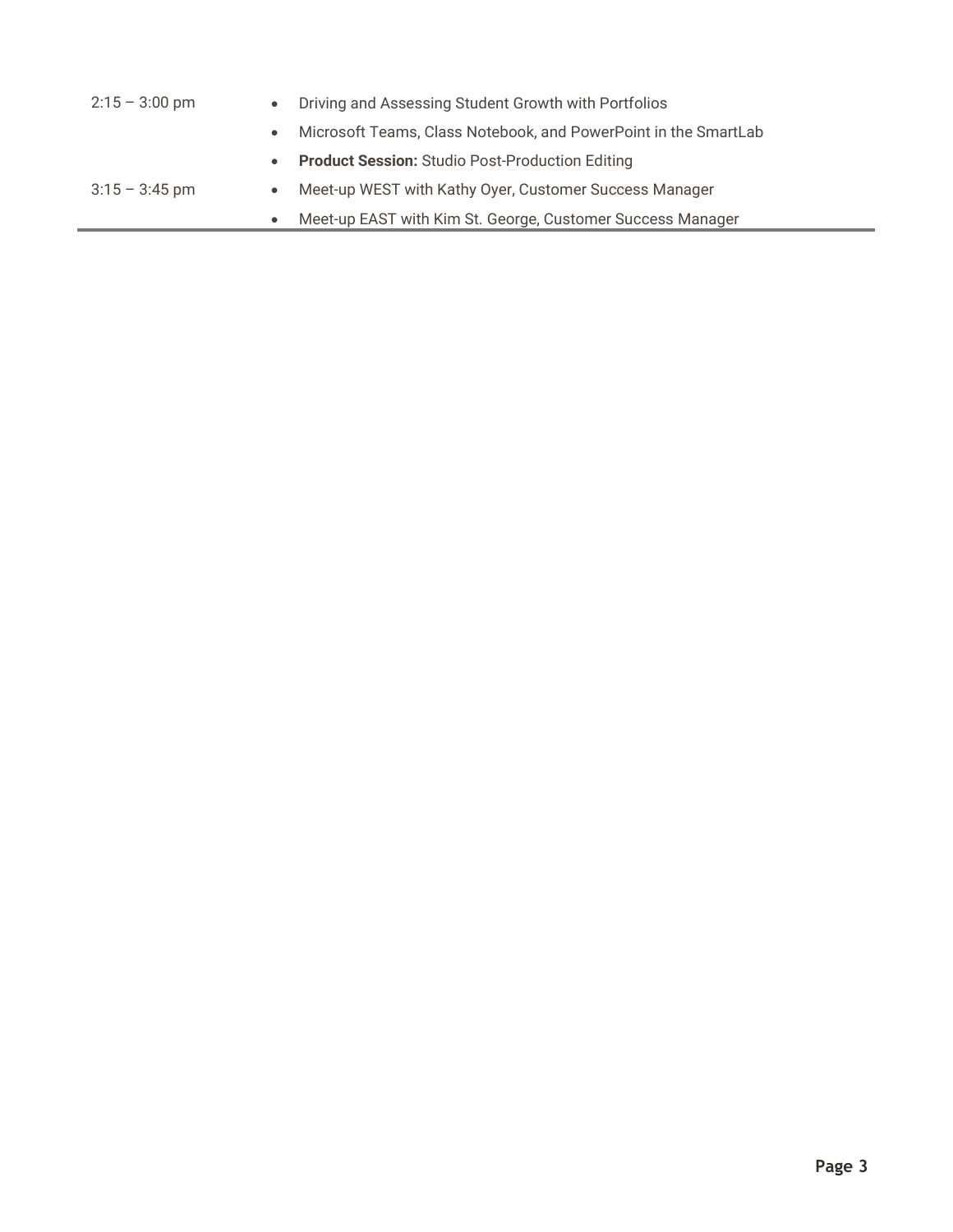| | |
|---|---|
| 2:15 – 3:00 pm | • Driving and Assessing Student Growth with Portfolios |
| | • Microsoft Teams, Class Notebook, and PowerPoint in the SmartLab |
| | • **Product Session:** Studio Post-Production Editing |
| 3:15 – 3:45 pm | • Meet-up WEST with Kathy Oyer, Customer Success Manager |
| | • Meet-up EAST with Kim St. George, Customer Success Manager |